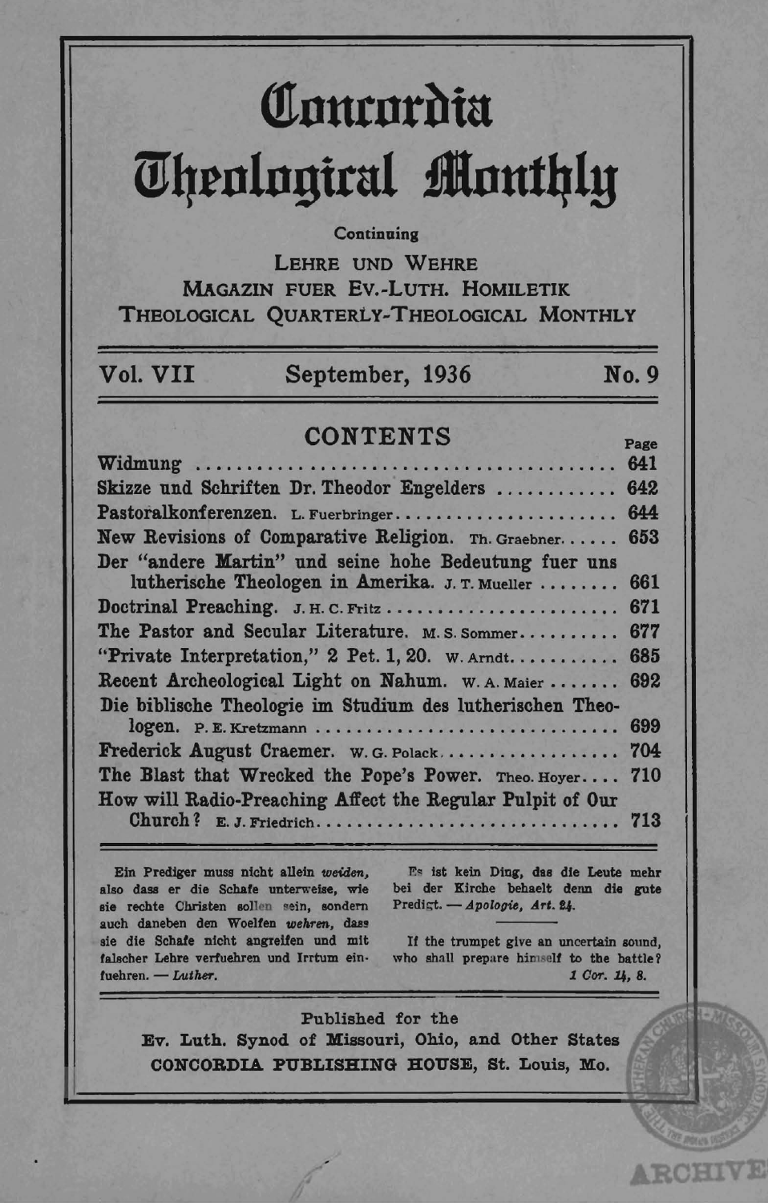# Concordia Theological Monthly

Continuing

LEHRE UND WEHRE
MAGAZIN FUER EV.-LUTH. HOMILETIK
THEOLOGICAL QUARTERLY-THEOLOGICAL MONTHLY

Vol. VII September, 1936 No. 9

## CONTENTS

| | Page |
|---|---|
| Widmung | 641 |
| Skizze und Schriften Dr. Theodor Engelders | 642 |
| Pastoralkonferenzen. L. Fuerbringer | 644 |
| New Revisions of Comparative Religion. Th. Graebner | 653 |
| Der "andere Martin" und seine hohe Bedeutung fuer uns lutherische Theologen in Amerika. J. T. Mueller | 661 |
| Doctrinal Preaching. J. H. C. Fritz | 671 |
| The Pastor and Secular Literature. M. S. Sommer | 677 |
| "Private Interpretation," 2 Pet. 1, 20. W. Arndt | 685 |
| Recent Archeological Light on Nahum. W. A. Maier | 692 |
| Die biblische Theologie im Studium des lutherischen Theologen. P. E. Kretzmann | 699 |
| Frederick August Craemer. W. G. Polack | 704 |
| The Blast that Wrecked the Pope's Power. Theo. Hoyer | 710 |
| How will Radio-Preaching Affect the Regular Pulpit of Our Church? E. J. Friedrich | 713 |

Ein Prediger muss nicht allein *weiden,* also dass er die Schafe unterweise, wie sie rechte Christen sollen sein, sondern auch daneben den Woelfen *wehren,* dass sie die Schafe nicht angreifen und mit falscher Lehre verfuehren und Irrtum einfuehren. — *Luther.*

Es ist kein Ding, das die Leute mehr bei der Kirche behaelt denn die gute Predigt. — *Apologie, Art. 24.*

If the trumpet give an uncertain sound, who shall prepare himself to the battle? *1 Cor. 14, 8.*

Published for the
Ev. Luth. Synod of Missouri, Ohio, and Other States
CONCORDIA PUBLISHING HOUSE, St. Louis, Mo.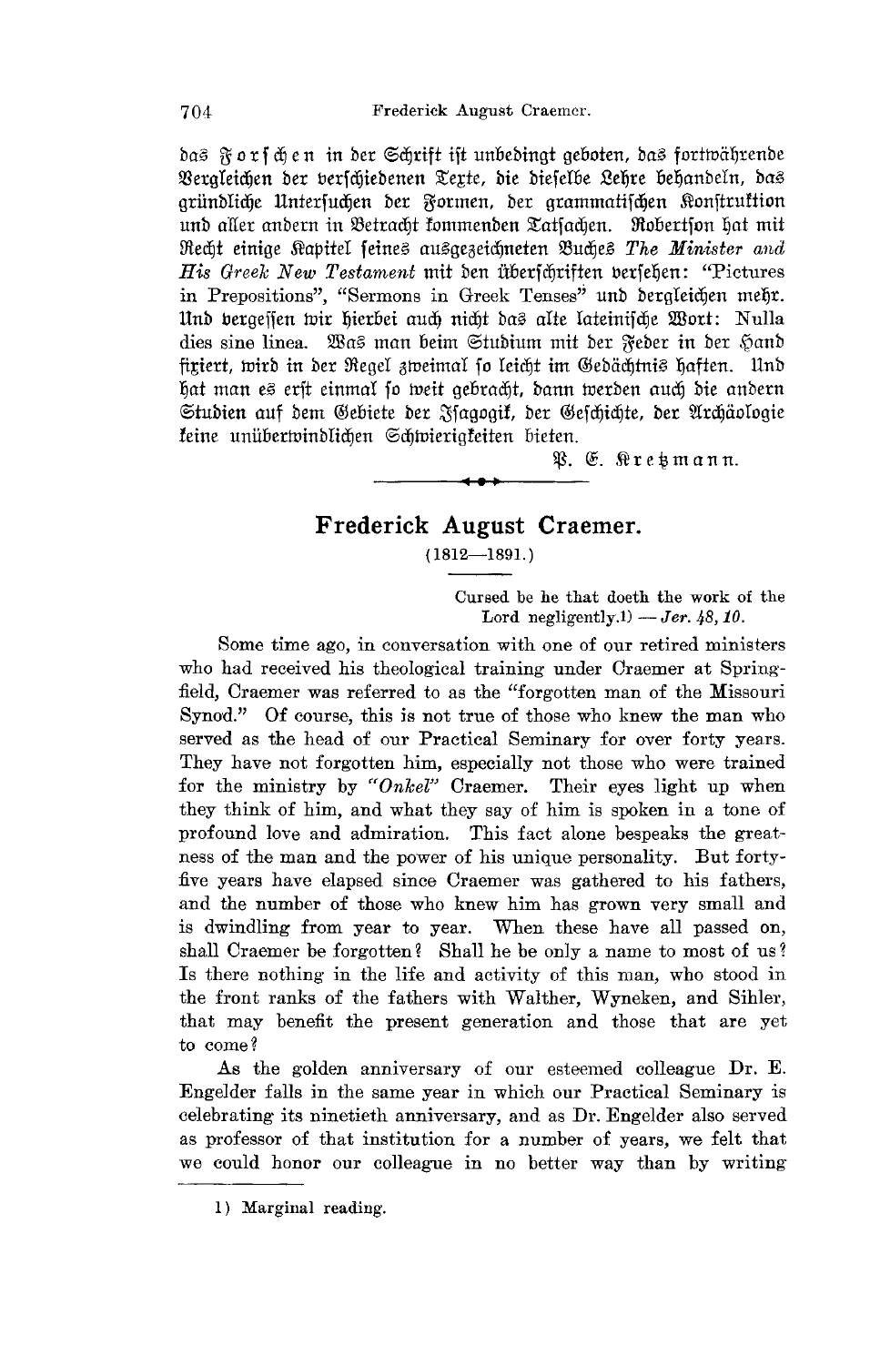das Forschen in der Schrift ist unbedingt geboten, das fortwährende Vergleichen der verschiedenen Texte, die dieselbe Lehre behandeln, das gründliche Untersuchen der Formen, der grammatischen Konstruktion und aller andern in Betracht kommenden Tatsachen. Robertson hat mit Recht einige Kapitel seines ausgezeichneten Buches *The Minister and His Greek New Testament* mit den Überschriften versehen: "Pictures in Prepositions", "Sermons in Greek Tenses" und dergleichen mehr. Und vergessen wir hierbei auch nicht das alte lateinische Wort: Nulla dies sine linea. Was man beim Studium mit der Feder in der Hand fixiert, wird in der Regel zweimal so leicht im Gedächtnis haften. Und hat man es erst einmal so weit gebracht, dann werden auch die andern Studien auf dem Gebiete der Isagogik, der Geschichte, der Archäologie keine unüberwindlichen Schwierigkeiten bieten.

P. E. Kretzmann.

## Frederick August Craemer.

(1812—1891.)

> Cursed be he that doeth the work of the Lord negligently.[1] — *Jer. 48, 10.*

Some time ago, in conversation with one of our retired ministers who had received his theological training under Craemer at Springfield, Craemer was referred to as the "forgotten man of the Missouri Synod." Of course, this is not true of those who knew the man who served as the head of our Practical Seminary for over forty years. They have not forgotten him, especially not those who were trained for the ministry by *"Onkel"* Craemer. Their eyes light up when they think of him, and what they say of him is spoken in a tone of profound love and admiration. This fact alone bespeaks the greatness of the man and the power of his unique personality. But forty-five years have elapsed since Craemer was gathered to his fathers, and the number of those who knew him has grown very small and is dwindling from year to year. When these have all passed on, shall Craemer be forgotten? Shall he be only a name to most of us? Is there nothing in the life and activity of this man, who stood in the front ranks of the fathers with Walther, Wyneken, and Sihler, that may benefit the present generation and those that are yet to come?

As the golden anniversary of our esteemed colleague Dr. E. Engelder falls in the same year in which our Practical Seminary is celebrating its ninetieth anniversary, and as Dr. Engelder also served as professor of that institution for a number of years, we felt that we could honor our colleague in no better way than by writing

1) Marginal reading.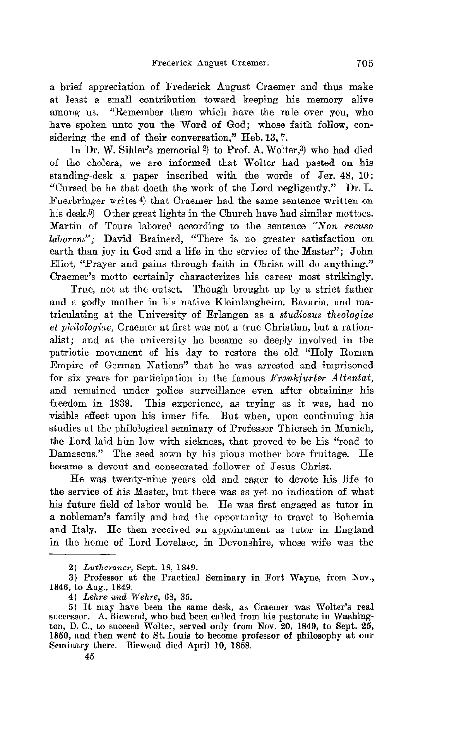a brief appreciation of Frederick August Craemer and thus make at least a small contribution toward keeping his memory alive among us. "Remember them which have the rule over you, who have spoken unto you the Word of God; whose faith follow, considering the end of their conversation," Heb. 13, 7.

In Dr. W. Sihler's memorial [2] to Prof. A. Wolter,[3] who had died of the cholera, we are informed that Wolter had pasted on his standing-desk a paper inscribed with the words of Jer. 48, 10: "Cursed be he that doeth the work of the Lord negligently." Dr. L. Fuerbringer writes [4] that Craemer had the same sentence written on his desk.[5] Other great lights in the Church have had similar mottoes. Martin of Tours labored according to the sentence *"Non recuso laborem"*; David Brainerd, "There is no greater satisfaction on earth than joy in God and a life in the service of the Master"; John Eliot, "Prayer and pains through faith in Christ will do anything." Craemer's motto certainly characterizes his career most strikingly.

True, not at the outset. Though brought up by a strict father and a godly mother in his native Kleinlangheim, Bavaria, and matriculating at the University of Erlangen as a *studiosus theologiae et philologiae*, Craemer at first was not a true Christian, but a rationalist; and at the university he became so deeply involved in the patriotic movement of his day to restore the old "Holy Roman Empire of German Nations" that he was arrested and imprisoned for six years for participation in the famous *Frankfurter Attentat*, and remained under police surveillance even after obtaining his freedom in 1839. This experience, as trying as it was, had no visible effect upon his inner life. But when, upon continuing his studies at the philological seminary of Professor Thiersch in Munich, the Lord laid him low with sickness, that proved to be his "road to Damascus." The seed sown by his pious mother bore fruitage. He became a devout and consecrated follower of Jesus Christ.

He was twenty-nine years old and eager to devote his life to the service of his Master, but there was as yet no indication of what his future field of labor would be. He was first engaged as tutor in a nobleman's family and had the opportunity to travel to Bohemia and Italy. He then received an appointment as tutor in England in the home of Lord Lovelace, in Devonshire, whose wife was the

---

2) *Lutheraner*, Sept. 18, 1849.

3) Professor at the Practical Seminary in Fort Wayne, from Nov., 1846, to Aug., 1849.

4) *Lehre und Wehre*, 68, 35.

5) It may have been the same desk, as Craemer was Wolter's real successor. A. Biewend, who had been called from his pastorate in Washington, D. C., to succeed Wolter, served only from Nov. 20, 1849, to Sept. 25, 1850, and then went to St. Louis to become professor of philosophy at our Seminary there. Biewend died April 10, 1858.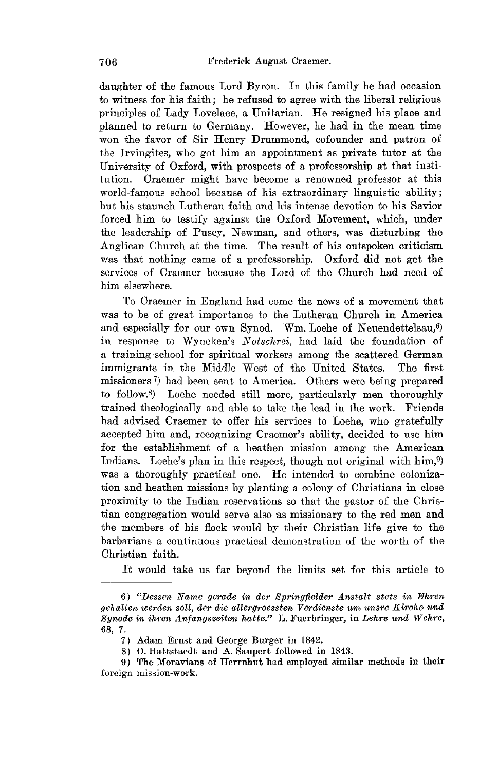daughter of the famous Lord Byron. In this family he had occasion to witness for his faith; he refused to agree with the liberal religious principles of Lady Lovelace, a Unitarian. He resigned his place and planned to return to Germany. However, he had in the mean time won the favor of Sir Henry Drummond, cofounder and patron of the Irvingites, who got him an appointment as private tutor at the University of Oxford, with prospects of a professorship at that institution. Craemer might have become a renowned professor at this world-famous school because of his extraordinary linguistic ability; but his staunch Lutheran faith and his intense devotion to his Savior forced him to testify against the Oxford Movement, which, under the leadership of Pusey, Newman, and others, was disturbing the Anglican Church at the time. The result of his outspoken criticism was that nothing came of a professorship. Oxford did not get the services of Craemer because the Lord of the Church had need of him elsewhere.

To Craemer in England had come the news of a movement that was to be of great importance to the Lutheran Church in America and especially for our own Synod. Wm. Loehe of Neuendettelsau,[6] in response to Wyneken's *Notschrei*, had laid the foundation of a training-school for spiritual workers among the scattered German immigrants in the Middle West of the United States. The first missioners[7] had been sent to America. Others were being prepared to follow.[8] Loehe needed still more, particularly men thoroughly trained theologically and able to take the lead in the work. Friends had advised Craemer to offer his services to Loehe, who gratefully accepted him and, recognizing Craemer's ability, decided to use him for the establishment of a heathen mission among the American Indians. Loehe's plan in this respect, though not original with him,[9] was a thoroughly practical one. He intended to combine colonization and heathen missions by planting a colony of Christians in close proximity to the Indian reservations so that the pastor of the Christian congregation would serve also as missionary to the red men and the members of his flock would by their Christian life give to the barbarians a continuous practical demonstration of the worth of the Christian faith.

It would take us far beyond the limits set for this article to

---

6) *"Dessen Name gerade in der Springfielder Anstalt stets in Ehren gehalten werden soll, der die allergroessten Verdienste um unsre Kirche und Synode in ihren Anfangszeiten hatte."* L. Fuerbringer, in *Lehre und Wehre*, 68, 7.

7) Adam Ernst and George Burger in 1842.

8) O. Hattstaedt and A. Saupert followed in 1843.

9) The Moravians of Herrnhut had employed similar methods in their foreign mission-work.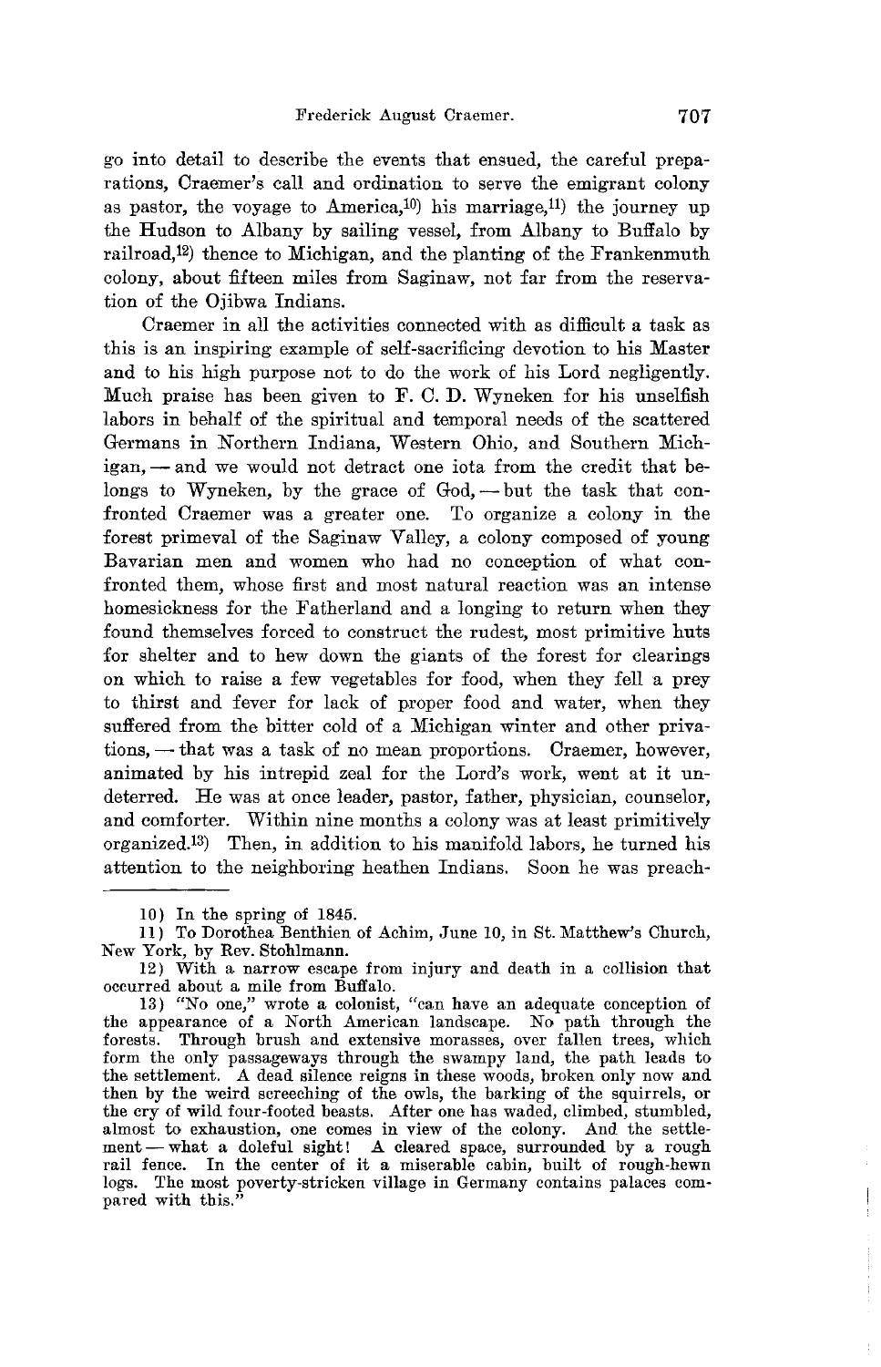go into detail to describe the events that ensued, the careful preparations, Craemer's call and ordination to serve the emigrant colony as pastor, the voyage to America,[10] his marriage,[11] the journey up the Hudson to Albany by sailing vessel, from Albany to Buffalo by railroad,[12] thence to Michigan, and the planting of the Frankenmuth colony, about fifteen miles from Saginaw, not far from the reservation of the Ojibwa Indians.

Craemer in all the activities connected with as difficult a task as this is an inspiring example of self-sacrificing devotion to his Master and to his high purpose not to do the work of his Lord negligently. Much praise has been given to F. C. D. Wyneken for his unselfish labors in behalf of the spiritual and temporal needs of the scattered Germans in Northern Indiana, Western Ohio, and Southern Michigan, — and we would not detract one iota from the credit that belongs to Wyneken, by the grace of God, — but the task that confronted Craemer was a greater one. To organize a colony in the forest primeval of the Saginaw Valley, a colony composed of young Bavarian men and women who had no conception of what confronted them, whose first and most natural reaction was an intense homesickness for the Fatherland and a longing to return when they found themselves forced to construct the rudest, most primitive huts for shelter and to hew down the giants of the forest for clearings on which to raise a few vegetables for food, when they fell a prey to thirst and fever for lack of proper food and water, when they suffered from the bitter cold of a Michigan winter and other privations, — that was a task of no mean proportions. Craemer, however, animated by his intrepid zeal for the Lord's work, went at it undeterred. He was at once leader, pastor, father, physician, counselor, and comforter. Within nine months a colony was at least primitively organized.[13] Then, in addition to his manifold labors, he turned his attention to the neighboring heathen Indians. Soon he was preach-

---

10) In the spring of 1845.

11) To Dorothea Benthien of Achim, June 10, in St. Matthew's Church, New York, by Rev. Stohlmann.

12) With a narrow escape from injury and death in a collision that occurred about a mile from Buffalo.

13) "No one," wrote a colonist, "can have an adequate conception of the appearance of a North American landscape. No path through the forests. Through brush and extensive morasses, over fallen trees, which form the only passageways through the swampy land, the path leads to the settlement. A dead silence reigns in these woods, broken only now and then by the weird screeching of the owls, the barking of the squirrels, or the cry of wild four-footed beasts. After one has waded, climbed, stumbled, almost to exhaustion, one comes in view of the colony. And the settlement — what a doleful sight! A cleared space, surrounded by a rough rail fence. In the center of it a miserable cabin, built of rough-hewn logs. The most poverty-stricken village in Germany contains palaces compared with this."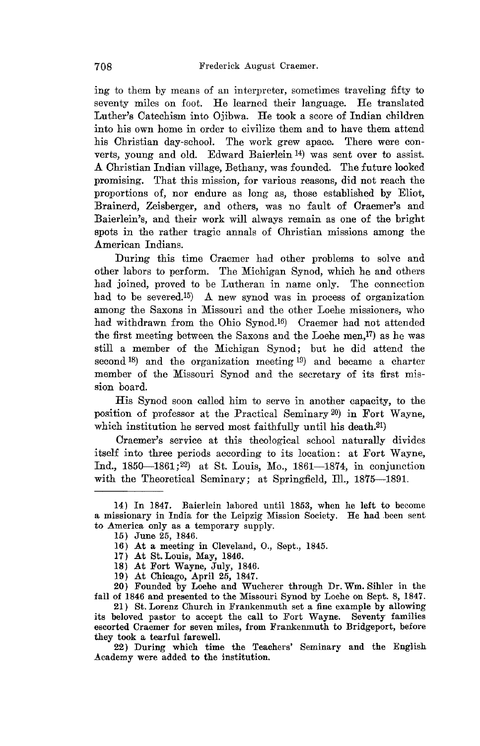ing to them by means of an interpreter, sometimes traveling fifty to seventy miles on foot. He learned their language. He translated Luther's Catechism into Ojibwa. He took a score of Indian children into his own home in order to civilize them and to have them attend his Christian day-school. The work grew apace. There were converts, young and old. Edward Baierlein [14] was sent over to assist. A Christian Indian village, Bethany, was founded. The future looked promising. That this mission, for various reasons, did not reach the proportions of, nor endure as long as, those established by Eliot, Brainerd, Zeisberger, and others, was no fault of Craemer's and Baierlein's, and their work will always remain as one of the bright spots in the rather tragic annals of Christian missions among the American Indians.

During this time Craemer had other problems to solve and other labors to perform. The Michigan Synod, which he and others had joined, proved to be Lutheran in name only. The connection had to be severed.[15] A new synod was in process of organization among the Saxons in Missouri and the other Loehe missioners, who had withdrawn from the Ohio Synod.[16] Craemer had not attended the first meeting between the Saxons and the Loehe men,[17] as he was still a member of the Michigan Synod; but he did attend the second [18] and the organization meeting [19] and became a charter member of the Missouri Synod and the secretary of its first mission board.

His Synod soon called him to serve in another capacity, to the position of professor at the Practical Seminary [20] in Fort Wayne, which institution he served most faithfully until his death.[21]

Craemer's service at this theological school naturally divides itself into three periods according to its location: at Fort Wayne, Ind., 1850—1861;[22] at St. Louis, Mo., 1861—1874, in conjunction with the Theoretical Seminary; at Springfield, Ill., 1875—1891.

---

14) In 1847. Baierlein labored until 1853, when he left to become a missionary in India for the Leipzig Mission Society. He had been sent to America only as a temporary supply.

15) June 25, 1846.

16) At a meeting in Cleveland, O., Sept., 1845.

17) At St. Louis, May, 1846.

18) At Fort Wayne, July, 1846.

19) At Chicago, April 25, 1847.

20) Founded by Loehe and Wucherer through Dr. Wm. Sihler in the fall of 1846 and presented to the Missouri Synod by Loehe on Sept. 8, 1847.

21) St. Lorenz Church in Frankenmuth set a fine example by allowing its beloved pastor to accept the call to Fort Wayne. Seventy families escorted Craemer for seven miles, from Frankenmuth to Bridgeport, before they took a tearful farewell.

22) During which time the Teachers' Seminary and the English Academy were added to the institution.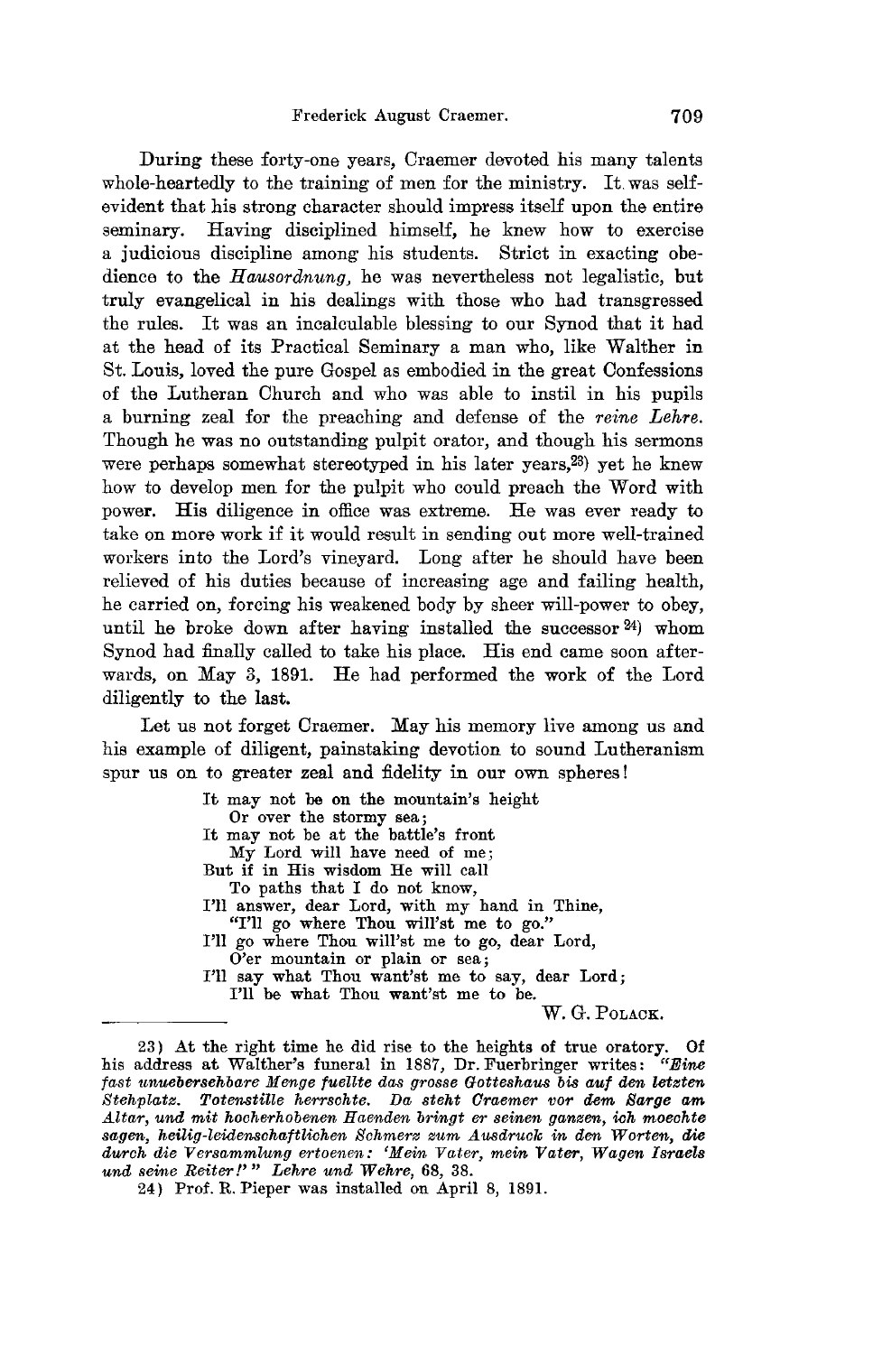During these forty-one years, Craemer devoted his many talents whole-heartedly to the training of men for the ministry. It was self-evident that his strong character should impress itself upon the entire seminary. Having disciplined himself, he knew how to exercise a judicious discipline among his students. Strict in exacting obedience to the *Hausordnung,* he was nevertheless not legalistic, but truly evangelical in his dealings with those who had transgressed the rules. It was an incalculable blessing to our Synod that it had at the head of its Practical Seminary a man who, like Walther in St. Louis, loved the pure Gospel as embodied in the great Confessions of the Lutheran Church and who was able to instil in his pupils a burning zeal for the preaching and defense of the *reine Lehre.* Though he was no outstanding pulpit orator, and though his sermons were perhaps somewhat stereotyped in his later years,[23] yet he knew how to develop men for the pulpit who could preach the Word with power. His diligence in office was extreme. He was ever ready to take on more work if it would result in sending out more well-trained workers into the Lord's vineyard. Long after he should have been relieved of his duties because of increasing age and failing health, he carried on, forcing his weakened body by sheer will-power to obey, until he broke down after having installed the successor [24] whom Synod had finally called to take his place. His end came soon afterwards, on May 3, 1891. He had performed the work of the Lord diligently to the last.

Let us not forget Craemer. May his memory live among us and his example of diligent, painstaking devotion to sound Lutheranism spur us on to greater zeal and fidelity in our own spheres!

It may not be on the mountain's height
  Or over the stormy sea;
It may not be at the battle's front
  My Lord will have need of me;
But if in His wisdom He will call
  To paths that I do not know,
I'll answer, dear Lord, with my hand in Thine,
  "I'll go where Thou will'st me to go."
I'll go where Thou will'st me to go, dear Lord,
  O'er mountain or plain or sea;
I'll say what Thou want'st me to say, dear Lord;
  I'll be what Thou want'st me to be.

W. G. Polack.

---

23) At the right time he did rise to the heights of true oratory. Of his address at Walther's funeral in 1887, Dr. Fuerbringer writes: *"Eine fast unuebersehbare Menge fuellte das grosse Gotteshaus bis auf den letzten Stehplatz. Totenstille herrschte. Da steht Craemer vor dem Sarge am Altar, und mit hocherhobenen Haenden bringt er seinen ganzen, ich moechte sagen, heilig-leidenschaftlichen Schmerz zum Ausdruck in den Worten, die durch die Versammlung ertoenen: 'Mein Vater, mein Vater, Wagen Israels und seine Reiter!'"* *Lehre und Wehre,* 68, 38.

24) Prof. R. Pieper was installed on April 8, 1891.